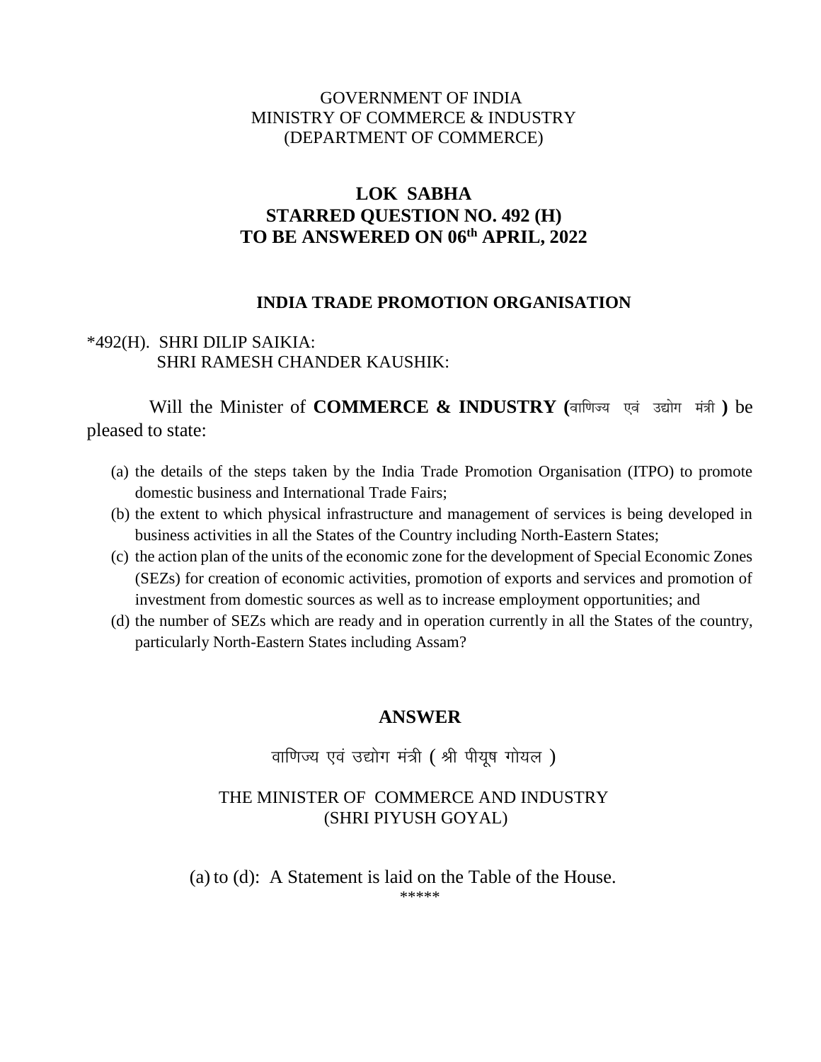GOVERNMENT OF INDIA
MINISTRY OF COMMERCE & INDUSTRY
(DEPARTMENT OF COMMERCE)

# LOK SABHA
## STARRED QUESTION NO. 492 (H)
## TO BE ANSWERED ON 06th APRIL, 2022

### INDIA TRADE PROMOTION ORGANISATION

*492(H). SHRI DILIP SAIKIA:
SHRI RAMESH CHANDER KAUSHIK:

Will the Minister of **COMMERCE & INDUSTRY (**वाणिज्य एवं उद्योग मंत्री **)** be pleased to state:

(a) the details of the steps taken by the India Trade Promotion Organisation (ITPO) to promote domestic business and International Trade Fairs;
(b) the extent to which physical infrastructure and management of services is being developed in business activities in all the States of the Country including North-Eastern States;
(c) the action plan of the units of the economic zone for the development of Special Economic Zones (SEZs) for creation of economic activities, promotion of exports and services and promotion of investment from domestic sources as well as to increase employment opportunities; and
(d) the number of SEZs which are ready and in operation currently in all the States of the country, particularly North-Eastern States including Assam?

## ANSWER

वाणिज्य एवं उद्योग मंत्री ( श्री पीयूष गोयल )

THE MINISTER OF COMMERCE AND INDUSTRY
(SHRI PIYUSH GOYAL)

(a) to (d): A Statement is laid on the Table of the House.

*****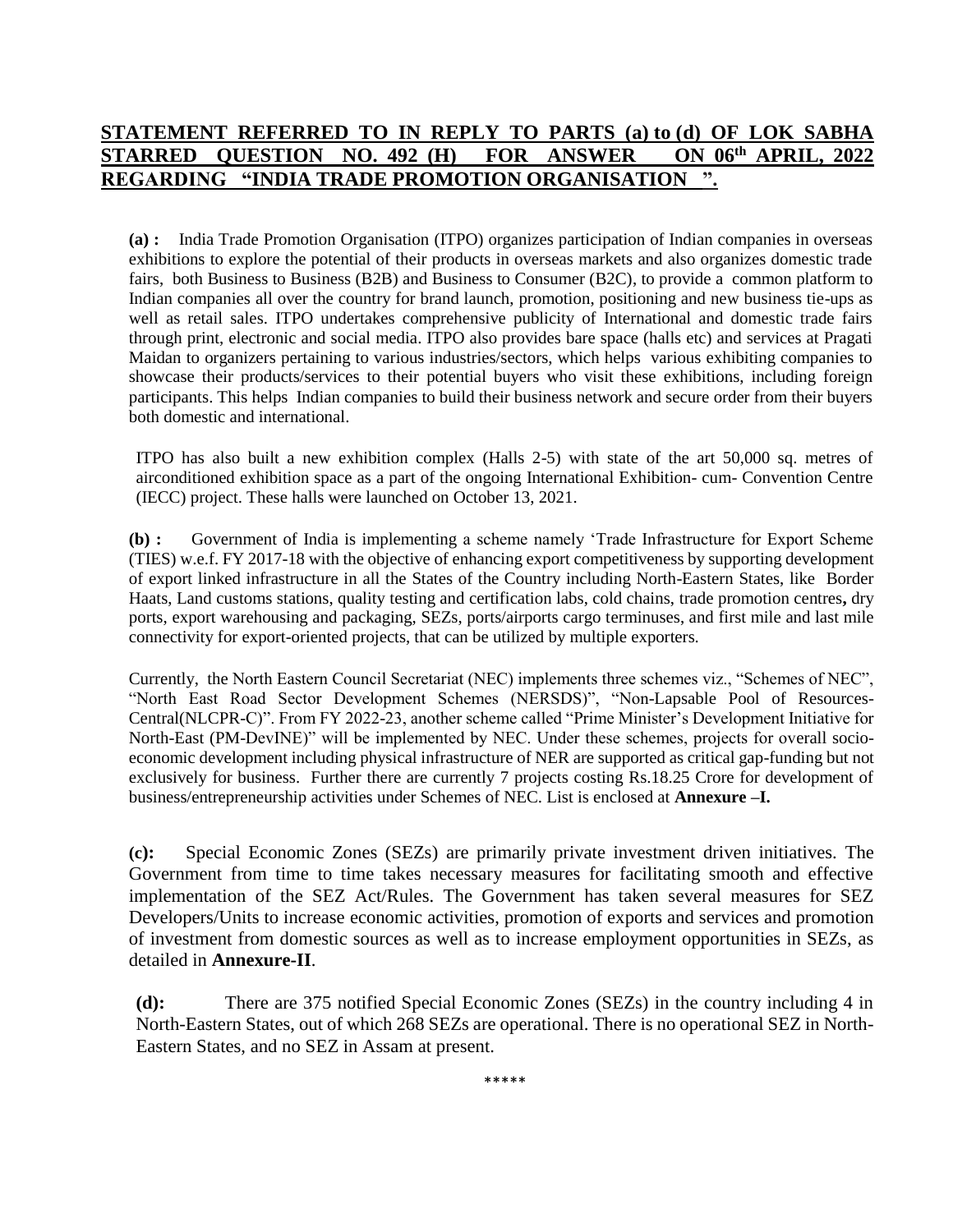## STATEMENT REFERRED TO IN REPLY TO PARTS (a) to (d) OF LOK SABHA STARRED QUESTION NO. 492 (H) FOR ANSWER ON 06th APRIL, 2022 REGARDING "INDIA TRADE PROMOTION ORGANISATION ".

**(a) :** India Trade Promotion Organisation (ITPO) organizes participation of Indian companies in overseas exhibitions to explore the potential of their products in overseas markets and also organizes domestic trade fairs, both Business to Business (B2B) and Business to Consumer (B2C), to provide a common platform to Indian companies all over the country for brand launch, promotion, positioning and new business tie-ups as well as retail sales. ITPO undertakes comprehensive publicity of International and domestic trade fairs through print, electronic and social media. ITPO also provides bare space (halls etc) and services at Pragati Maidan to organizers pertaining to various industries/sectors, which helps various exhibiting companies to showcase their products/services to their potential buyers who visit these exhibitions, including foreign participants. This helps Indian companies to build their business network and secure order from their buyers both domestic and international.

ITPO has also built a new exhibition complex (Halls 2-5) with state of the art 50,000 sq. metres of airconditioned exhibition space as a part of the ongoing International Exhibition- cum- Convention Centre (IECC) project. These halls were launched on October 13, 2021.

**(b) :** Government of India is implementing a scheme namely 'Trade Infrastructure for Export Scheme (TIES) w.e.f. FY 2017-18 with the objective of enhancing export competitiveness by supporting development of export linked infrastructure in all the States of the Country including North-Eastern States, like Border Haats, Land customs stations, quality testing and certification labs, cold chains, trade promotion centres**,** dry ports, export warehousing and packaging, SEZs, ports/airports cargo terminuses, and first mile and last mile connectivity for export-oriented projects, that can be utilized by multiple exporters.

Currently, the North Eastern Council Secretariat (NEC) implements three schemes viz., "Schemes of NEC", "North East Road Sector Development Schemes (NERSDS)", "Non-Lapsable Pool of Resources-Central(NLCPR-C)". From FY 2022-23, another scheme called "Prime Minister's Development Initiative for North-East (PM-DevINE)" will be implemented by NEC. Under these schemes, projects for overall socio-economic development including physical infrastructure of NER are supported as critical gap-funding but not exclusively for business. Further there are currently 7 projects costing Rs.18.25 Crore for development of business/entrepreneurship activities under Schemes of NEC. List is enclosed at **Annexure –I.**

**(c):** Special Economic Zones (SEZs) are primarily private investment driven initiatives. The Government from time to time takes necessary measures for facilitating smooth and effective implementation of the SEZ Act/Rules. The Government has taken several measures for SEZ Developers/Units to increase economic activities, promotion of exports and services and promotion of investment from domestic sources as well as to increase employment opportunities in SEZs, as detailed in **Annexure-II**.

**(d):** There are 375 notified Special Economic Zones (SEZs) in the country including 4 in North-Eastern States, out of which 268 SEZs are operational. There is no operational SEZ in North-Eastern States, and no SEZ in Assam at present.

*****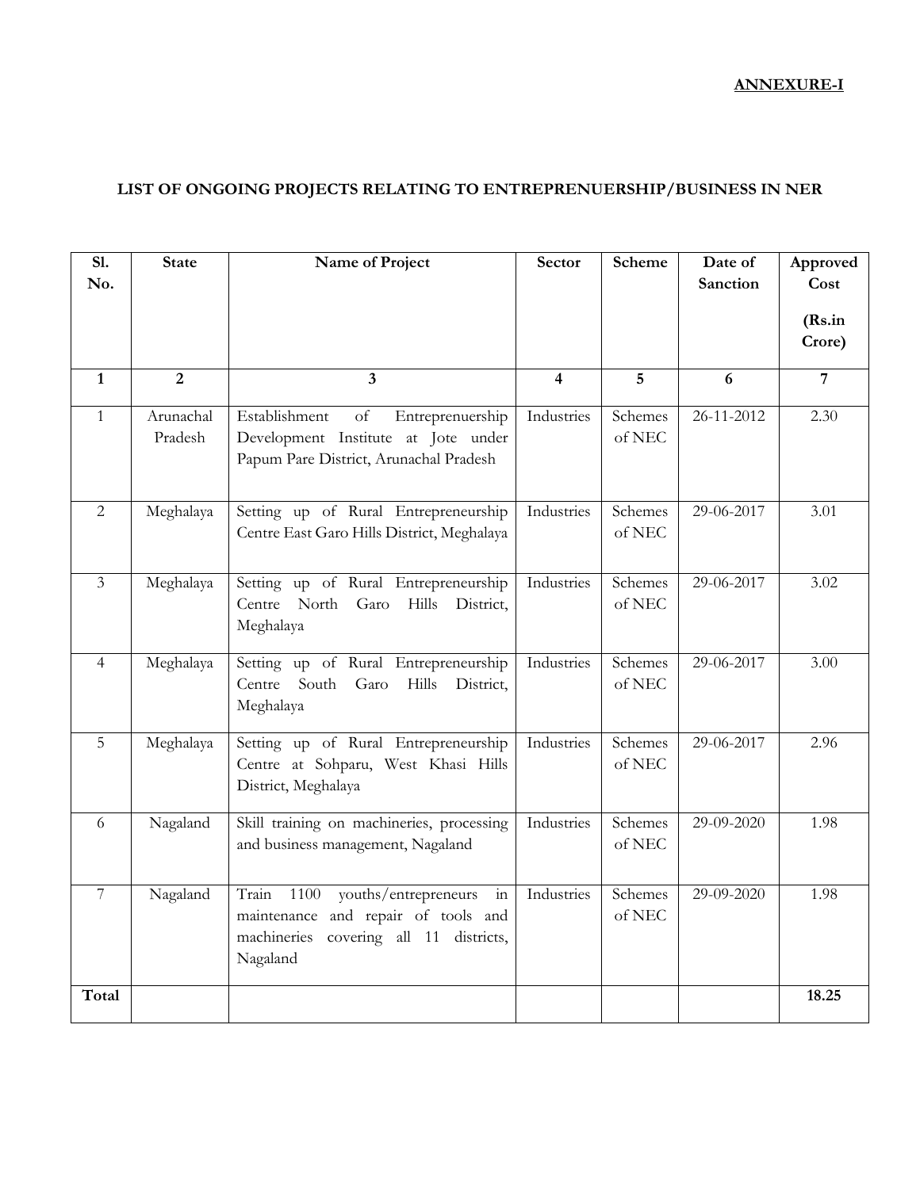**ANNEXURE-I**

**LIST OF ONGOING PROJECTS RELATING TO ENTREPRENUERSHIP/BUSINESS IN NER**

| Sl. No. | State | Name of Project | Sector | Scheme | Date of Sanction | Approved Cost (Rs.in Crore) |
|---|---|---|---|---|---|---|
| **1** | **2** | **3** | **4** | **5** | **6** | **7** |
| 1 | Arunachal Pradesh | Establishment of Entreprenuership Development Institute at Jote under Papum Pare District, Arunachal Pradesh | Industries | Schemes of NEC | 26-11-2012 | 2.30 |
| 2 | Meghalaya | Setting up of Rural Entrepreneurship Centre East Garo Hills District, Meghalaya | Industries | Schemes of NEC | 29-06-2017 | 3.01 |
| 3 | Meghalaya | Setting up of Rural Entrepreneurship Centre North Garo Hills District, Meghalaya | Industries | Schemes of NEC | 29-06-2017 | 3.02 |
| 4 | Meghalaya | Setting up of Rural Entrepreneurship Centre South Garo Hills District, Meghalaya | Industries | Schemes of NEC | 29-06-2017 | 3.00 |
| 5 | Meghalaya | Setting up of Rural Entrepreneurship Centre at Sohparu, West Khasi Hills District, Meghalaya | Industries | Schemes of NEC | 29-06-2017 | 2.96 |
| 6 | Nagaland | Skill training on machineries, processing and business management, Nagaland | Industries | Schemes of NEC | 29-09-2020 | 1.98 |
| 7 | Nagaland | Train 1100 youths/entrepreneurs in maintenance and repair of tools and machineries covering all 11 districts, Nagaland | Industries | Schemes of NEC | 29-09-2020 | 1.98 |
| **Total** | | | | | | **18.25** |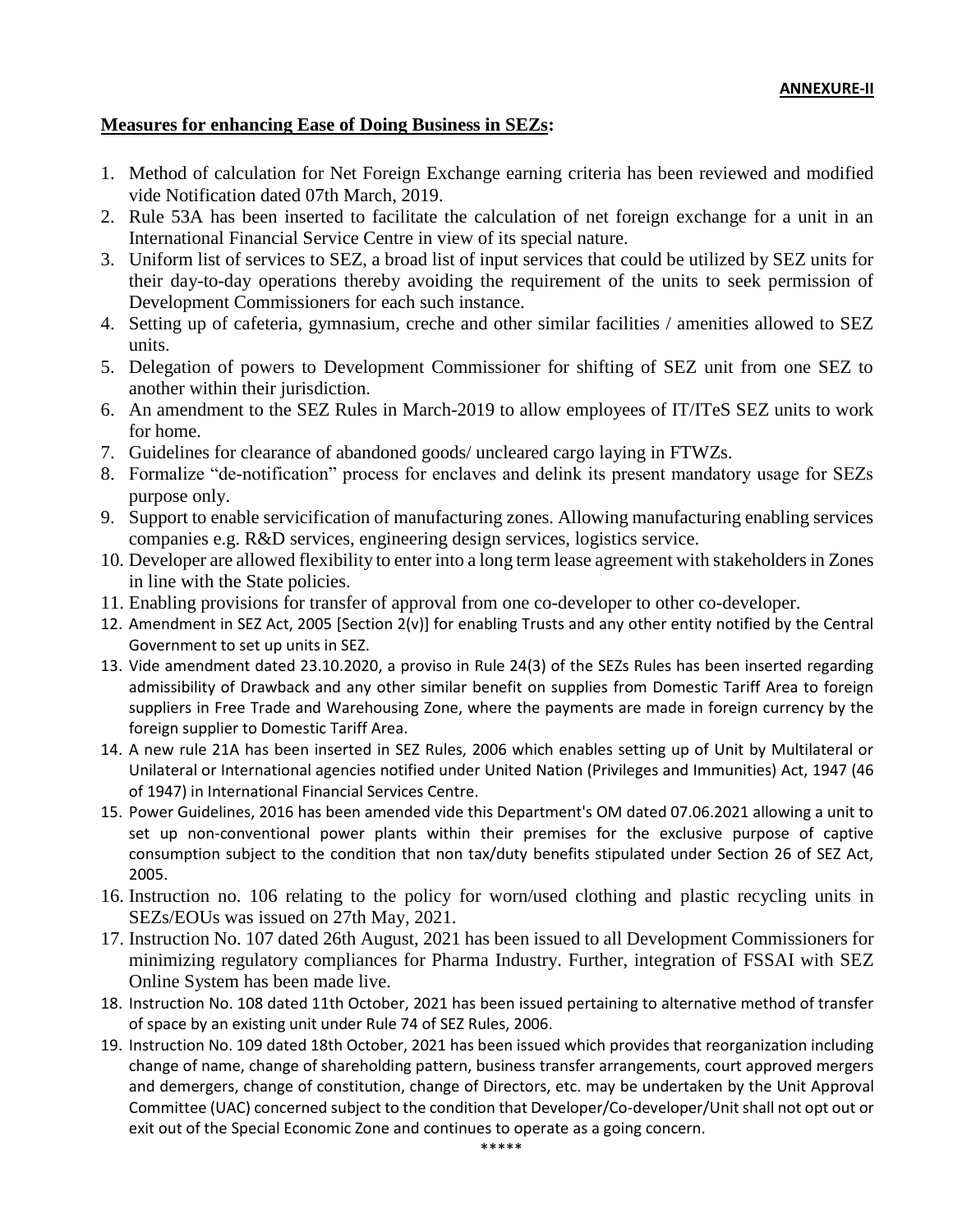**ANNEXURE-II**

**Measures for enhancing Ease of Doing Business in SEZs:**

1. Method of calculation for Net Foreign Exchange earning criteria has been reviewed and modified vide Notification dated 07th March, 2019.
2. Rule 53A has been inserted to facilitate the calculation of net foreign exchange for a unit in an International Financial Service Centre in view of its special nature.
3. Uniform list of services to SEZ, a broad list of input services that could be utilized by SEZ units for their day-to-day operations thereby avoiding the requirement of the units to seek permission of Development Commissioners for each such instance.
4. Setting up of cafeteria, gymnasium, creche and other similar facilities / amenities allowed to SEZ units.
5. Delegation of powers to Development Commissioner for shifting of SEZ unit from one SEZ to another within their jurisdiction.
6. An amendment to the SEZ Rules in March-2019 to allow employees of IT/ITeS SEZ units to work for home.
7. Guidelines for clearance of abandoned goods/ uncleared cargo laying in FTWZs.
8. Formalize "de-notification" process for enclaves and delink its present mandatory usage for SEZs purpose only.
9. Support to enable servicification of manufacturing zones. Allowing manufacturing enabling services companies e.g. R&D services, engineering design services, logistics service.
10. Developer are allowed flexibility to enter into a long term lease agreement with stakeholders in Zones in line with the State policies.
11. Enabling provisions for transfer of approval from one co-developer to other co-developer.
12. Amendment in SEZ Act, 2005 [Section 2(v)] for enabling Trusts and any other entity notified by the Central Government to set up units in SEZ.
13. Vide amendment dated 23.10.2020, a proviso in Rule 24(3) of the SEZs Rules has been inserted regarding admissibility of Drawback and any other similar benefit on supplies from Domestic Tariff Area to foreign suppliers in Free Trade and Warehousing Zone, where the payments are made in foreign currency by the foreign supplier to Domestic Tariff Area.
14. A new rule 21A has been inserted in SEZ Rules, 2006 which enables setting up of Unit by Multilateral or Unilateral or International agencies notified under United Nation (Privileges and Immunities) Act, 1947 (46 of 1947) in International Financial Services Centre.
15. Power Guidelines, 2016 has been amended vide this Department's OM dated 07.06.2021 allowing a unit to set up non-conventional power plants within their premises for the exclusive purpose of captive consumption subject to the condition that non tax/duty benefits stipulated under Section 26 of SEZ Act, 2005.
16. Instruction no. 106 relating to the policy for worn/used clothing and plastic recycling units in SEZs/EOUs was issued on 27th May, 2021.
17. Instruction No. 107 dated 26th August, 2021 has been issued to all Development Commissioners for minimizing regulatory compliances for Pharma Industry. Further, integration of FSSAI with SEZ Online System has been made live.
18. Instruction No. 108 dated 11th October, 2021 has been issued pertaining to alternative method of transfer of space by an existing unit under Rule 74 of SEZ Rules, 2006.
19. Instruction No. 109 dated 18th October, 2021 has been issued which provides that reorganization including change of name, change of shareholding pattern, business transfer arrangements, court approved mergers and demergers, change of constitution, change of Directors, etc. may be undertaken by the Unit Approval Committee (UAC) concerned subject to the condition that Developer/Co-developer/Unit shall not opt out or exit out of the Special Economic Zone and continues to operate as a going concern.

*****